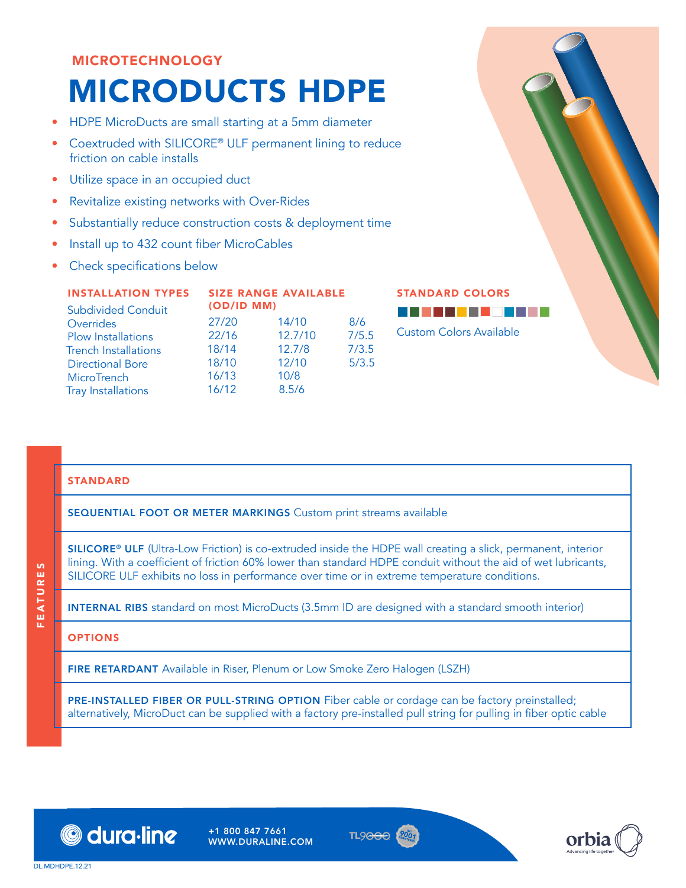MICROTECHNOLOGY

# MICRODUCTS HDPE

- HDPE MicroDucts are small starting at a 5mm diameter
- Coextruded with SILICORE® ULF permanent lining to reduce friction on cable installs
- Utilize space in an occupied duct
- Revitalize existing networks with Over-Rides
- Substantially reduce construction costs & deployment time
- Install up to 432 count fiber MicroCables
- Check specifications below

**INSTALLATION TYPES**

Subdivided Conduit
Overrides
Plow Installations
Trench Installations
Directional Bore
MicroTrench
Tray Installations

**SIZE RANGE AVAILABLE (OD/ID MM)**

| | | |
|---|---|---|
| 27/20 | 14/10 | 8/6 |
| 22/16 | 12.7/10 | 7/5.5 |
| 18/14 | 12.7/8 | 7/3.5 |
| 18/10 | 12/10 | 5/3.5 |
| 16/13 | 10/8 | |
| 16/12 | 8.5/6 | |

**STANDARD COLORS**

Custom Colors Available

## FEATURES

**STANDARD**

**SEQUENTIAL FOOT OR METER MARKINGS** Custom print streams available

**SILICORE® ULF** (Ultra-Low Friction) is co-extruded inside the HDPE wall creating a slick, permanent, interior lining. With a coefficient of friction 60% lower than standard HDPE conduit without the aid of wet lubricants, SILICORE ULF exhibits no loss in performance over time or in extreme temperature conditions.

**INTERNAL RIBS** standard on most MicroDucts (3.5mm ID are designed with a standard smooth interior)

**OPTIONS**

**FIRE RETARDANT** Available in Riser, Plenum or Low Smoke Zero Halogen (LSZH)

**PRE-INSTALLED FIBER OR PULL-STRING OPTION** Fiber cable or cordage can be factory preinstalled; alternatively, MicroDuct can be supplied with a factory pre-installed pull string for pulling in fiber optic cable

dura·line +1 800 847 7661 WWW.DURALINE.COM

orbia Advancing life together

DL.MDHDPE.12.21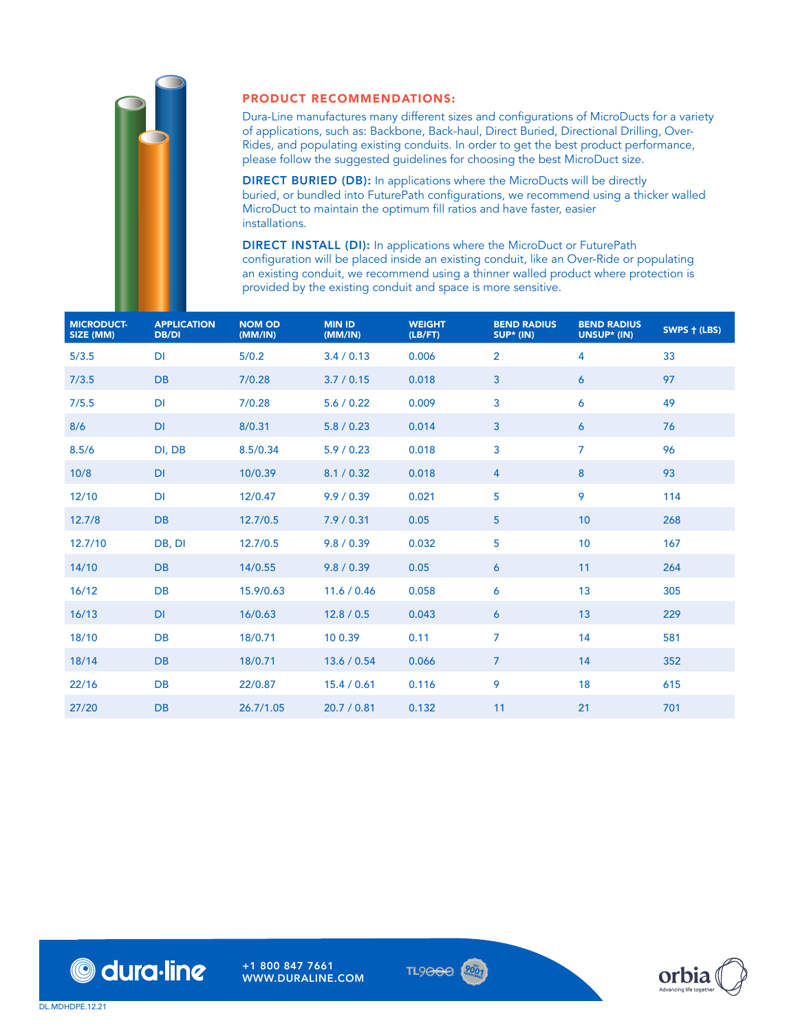## PRODUCT RECOMMENDATIONS:

Dura-Line manufactures many different sizes and configurations of MicroDucts for a variety of applications, such as: Backbone, Back-haul, Direct Buried, Directional Drilling, Over-Rides, and populating existing conduits. In order to get the best product performance, please follow the suggested guidelines for choosing the best MicroDuct size.

**DIRECT BURIED (DB):** In applications where the MicroDucts will be directly buried, or bundled into FuturePath configurations, we recommend using a thicker walled MicroDuct to maintain the optimum fill ratios and have faster, easier installations.

**DIRECT INSTALL (DI):** In applications where the MicroDuct or FuturePath configuration will be placed inside an existing conduit, like an Over-Ride or populating an existing conduit, we recommend using a thinner walled product where protection is provided by the existing conduit and space is more sensitive.

| MICRODUCT SIZE (MM) | APPLICATION DB/DI | NOM OD (MM/IN) | MIN ID (MM/IN) | WEIGHT (LB/FT) | BEND RADIUS SUP* (IN) | BEND RADIUS UNSUP* (IN) | SWPS † (LBS) |
|---|---|---|---|---|---|---|---|
| 5/3.5 | DI | 5/0.2 | 3.4 / 0.13 | 0.006 | 2 | 4 | 33 |
| 7/3.5 | DB | 7/0.28 | 3.7 / 0.15 | 0.018 | 3 | 6 | 97 |
| 7/5.5 | DI | 7/0.28 | 5.6 / 0.22 | 0.009 | 3 | 6 | 49 |
| 8/6 | DI | 8/0.31 | 5.8 / 0.23 | 0.014 | 3 | 6 | 76 |
| 8.5/6 | DI, DB | 8.5/0.34 | 5.9 / 0.23 | 0.018 | 3 | 7 | 96 |
| 10/8 | DI | 10/0.39 | 8.1 / 0.32 | 0.018 | 4 | 8 | 93 |
| 12/10 | DI | 12/0.47 | 9.9 / 0.39 | 0.021 | 5 | 9 | 114 |
| 12.7/8 | DB | 12.7/0.5 | 7.9 / 0.31 | 0.05 | 5 | 10 | 268 |
| 12.7/10 | DB, DI | 12.7/0.5 | 9.8 / 0.39 | 0.032 | 5 | 10 | 167 |
| 14/10 | DB | 14/0.55 | 9.8 / 0.39 | 0.05 | 6 | 11 | 264 |
| 16/12 | DB | 15.9/0.63 | 11.6 / 0.46 | 0.058 | 6 | 13 | 305 |
| 16/13 | DI | 16/0.63 | 12.8 / 0.5 | 0.043 | 6 | 13 | 229 |
| 18/10 | DB | 18/0.71 | 10 0.39 | 0.11 | 7 | 14 | 581 |
| 18/14 | DB | 18/0.71 | 13.6 / 0.54 | 0.066 | 7 | 14 | 352 |
| 22/16 | DB | 22/0.87 | 15.4 / 0.61 | 0.116 | 9 | 18 | 615 |
| 27/20 | DB | 26.7/1.05 | 20.7 / 0.81 | 0.132 | 11 | 21 | 701 |

dura·line

+1 800 847 7661
WWW.DURALINE.COM

TL9000

orbia
Advancing life together

DL.MDHDPE.12.21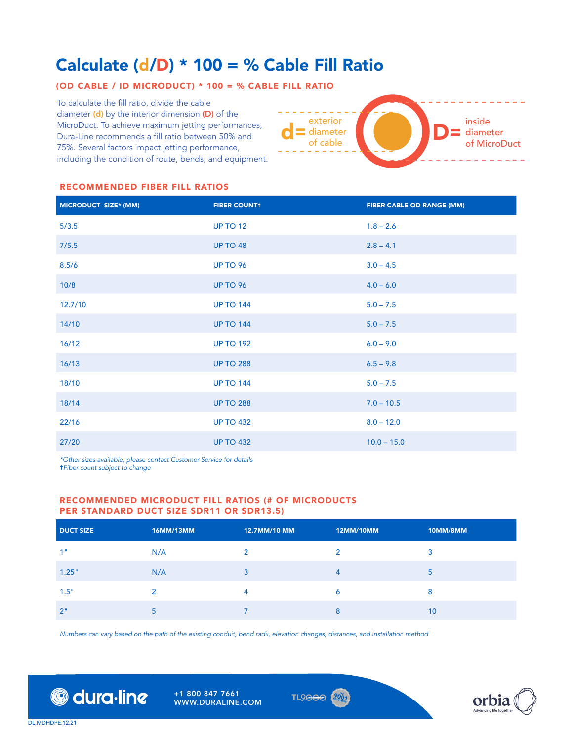# Calculate (d/D) * 100 = % Cable Fill Ratio

### (OD CABLE / ID MICRODUCT) * 100 = % CABLE FILL RATIO

To calculate the fill ratio, divide the cable diameter (d) by the interior dimension (D) of the MicroDuct. To achieve maximum jetting performances, Dura-Line recommends a fill ratio between 50% and 75%. Several factors impact jetting performance, including the condition of route, bends, and equipment.

d= exterior diameter of cable

D= inside diameter of MicroDuct

## RECOMMENDED FIBER FILL RATIOS

| MICRODUCT SIZE* (MM) | FIBER COUNT† | FIBER CABLE OD RANGE (MM) |
|---|---|---|
| 5/3.5 | UP TO 12 | 1.8 – 2.6 |
| 7/5.5 | UP TO 48 | 2.8 – 4.1 |
| 8.5/6 | UP TO 96 | 3.0 – 4.5 |
| 10/8 | UP TO 96 | 4.0 – 6.0 |
| 12.7/10 | UP TO 144 | 5.0 – 7.5 |
| 14/10 | UP TO 144 | 5.0 – 7.5 |
| 16/12 | UP TO 192 | 6.0 – 9.0 |
| 16/13 | UP TO 288 | 6.5 – 9.8 |
| 18/10 | UP TO 144 | 5.0 – 7.5 |
| 18/14 | UP TO 288 | 7.0 – 10.5 |
| 22/16 | UP TO 432 | 8.0 – 12.0 |
| 27/20 | UP TO 432 | 10.0 – 15.0 |

*Other sizes available, please contact Customer Service for details
†Fiber count subject to change

## RECOMMENDED MICRODUCT FILL RATIOS (# OF MICRODUCTS PER STANDARD DUCT SIZE SDR11 OR SDR13.5)

| DUCT SIZE | 16MM/13MM | 12.7MM/10 MM | 12MM/10MM | 10MM/8MM |
|---|---|---|---|---|
| 1" | N/A | 2 | 2 | 3 |
| 1.25" | N/A | 3 | 4 | 5 |
| 1.5" | 2 | 4 | 6 | 8 |
| 2" | 5 | 7 | 8 | 10 |

*Numbers can vary based on the path of the existing conduit, bend radii, elevation changes, distances, and installation method.*

dura·line

+1 800 847 7661
WWW.DURALINE.COM

orbia
Advancing life together

DL.MDHDPE.12.21